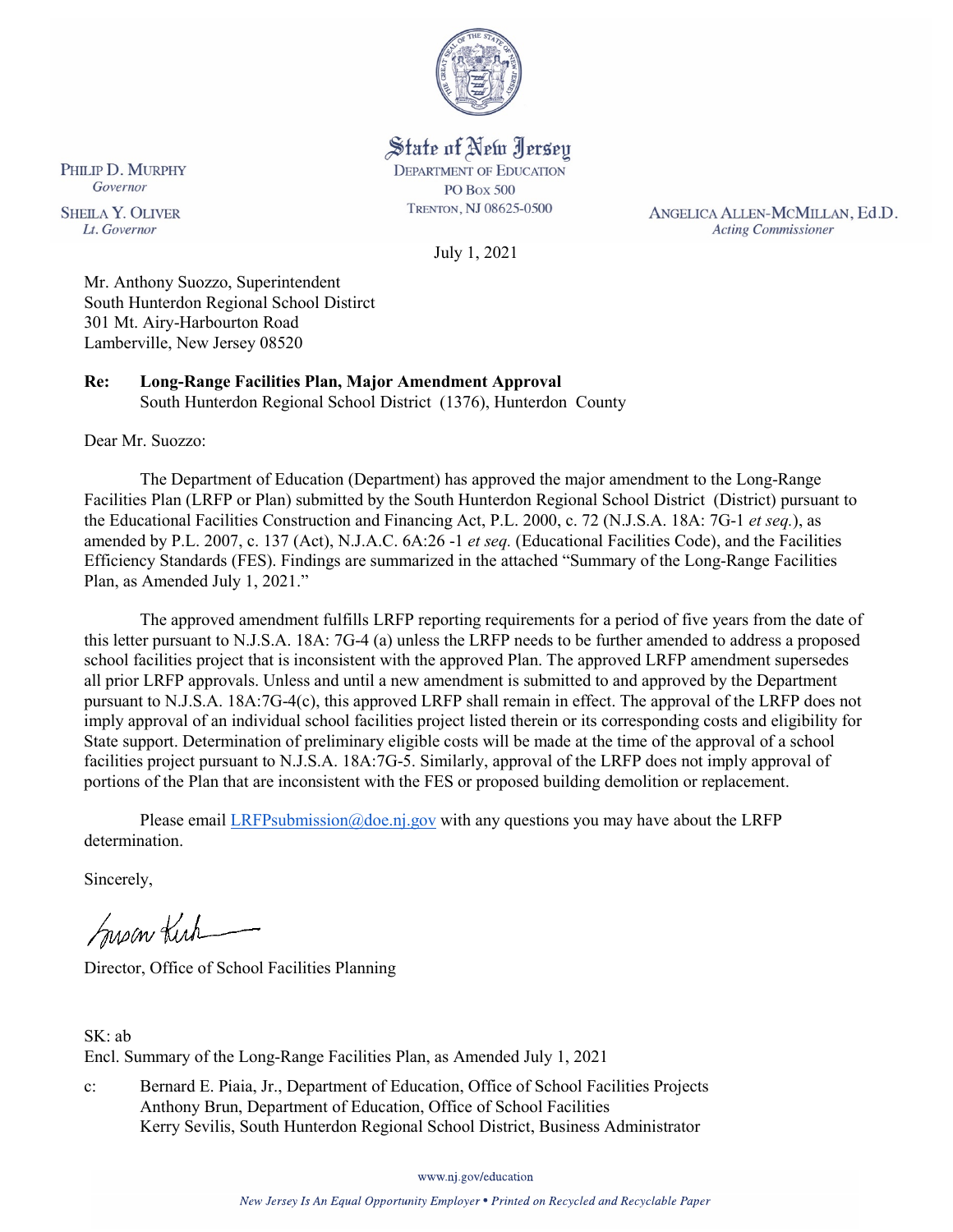PHILIP D. MURPHY
*Governor*

SHEILA Y. OLIVER
*Lt. Governor*

State of New Jersey
DEPARTMENT OF EDUCATION
PO BOX 500
TRENTON, NJ 08625-0500

ANGELICA ALLEN-MCMILLAN, Ed.D.
*Acting Commissioner*

July 1, 2021

Mr. Anthony Suozzo, Superintendent
South Hunterdon Regional School Distirct
301 Mt. Airy-Harbourton Road
Lamberville, New Jersey 08520

**Re: Long-Range Facilities Plan, Major Amendment Approval**
South Hunterdon Regional School District (1376), Hunterdon County

Dear Mr. Suozzo:

The Department of Education (Department) has approved the major amendment to the Long-Range Facilities Plan (LRFP or Plan) submitted by the South Hunterdon Regional School District (District) pursuant to the Educational Facilities Construction and Financing Act, P.L. 2000, c. 72 (N.J.S.A. 18A: 7G-1 *et seq.*), as amended by P.L. 2007, c. 137 (Act), N.J.A.C. 6A:26 -1 *et seq.* (Educational Facilities Code), and the Facilities Efficiency Standards (FES). Findings are summarized in the attached "Summary of the Long-Range Facilities Plan, as Amended July 1, 2021."

The approved amendment fulfills LRFP reporting requirements for a period of five years from the date of this letter pursuant to N.J.S.A. 18A: 7G-4 (a) unless the LRFP needs to be further amended to address a proposed school facilities project that is inconsistent with the approved Plan. The approved LRFP amendment supersedes all prior LRFP approvals. Unless and until a new amendment is submitted to and approved by the Department pursuant to N.J.S.A. 18A:7G-4(c), this approved LRFP shall remain in effect. The approval of the LRFP does not imply approval of an individual school facilities project listed therein or its corresponding costs and eligibility for State support. Determination of preliminary eligible costs will be made at the time of the approval of a school facilities project pursuant to N.J.S.A. 18A:7G-5. Similarly, approval of the LRFP does not imply approval of portions of the Plan that are inconsistent with the FES or proposed building demolition or replacement.

Please email LRFPsubmission@doe.nj.gov with any questions you may have about the LRFP determination.

Sincerely,

Susan Kirk

Director, Office of School Facilities Planning

SK: ab
Encl. Summary of the Long-Range Facilities Plan, as Amended July 1, 2021

c: Bernard E. Piaia, Jr., Department of Education, Office of School Facilities Projects
Anthony Brun, Department of Education, Office of School Facilities
Kerry Sevilis, South Hunterdon Regional School District, Business Administrator

www.nj.gov/education

*New Jersey Is An Equal Opportunity Employer • Printed on Recycled and Recyclable Paper*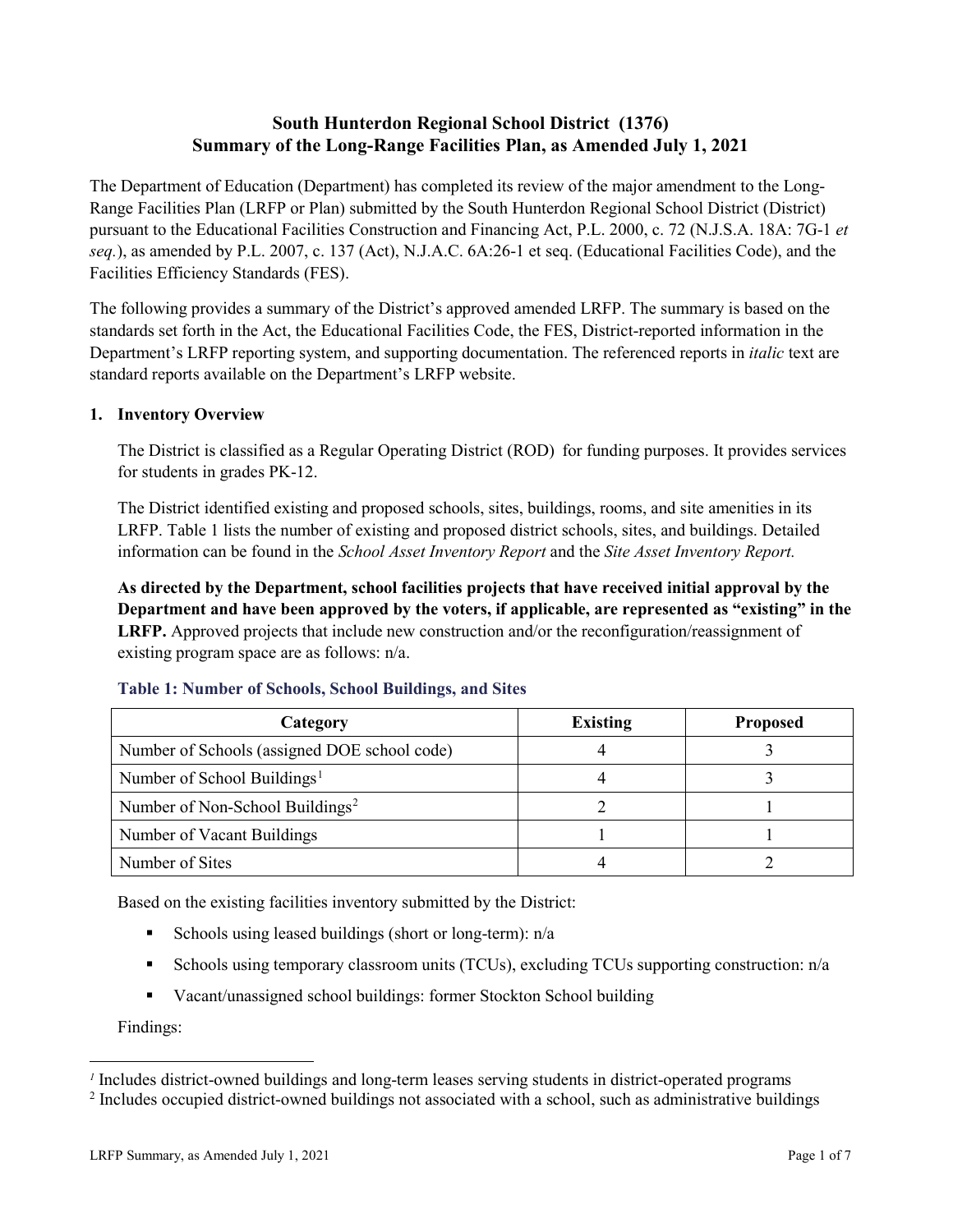# South Hunterdon Regional School District (1376)
# Summary of the Long-Range Facilities Plan, as Amended July 1, 2021

The Department of Education (Department) has completed its review of the major amendment to the Long-Range Facilities Plan (LRFP or Plan) submitted by the South Hunterdon Regional School District (District) pursuant to the Educational Facilities Construction and Financing Act, P.L. 2000, c. 72 (N.J.S.A. 18A: 7G-1 *et seq.*), as amended by P.L. 2007, c. 137 (Act), N.J.A.C. 6A:26-1 et seq. (Educational Facilities Code), and the Facilities Efficiency Standards (FES).

The following provides a summary of the District's approved amended LRFP. The summary is based on the standards set forth in the Act, the Educational Facilities Code, the FES, District-reported information in the Department's LRFP reporting system, and supporting documentation. The referenced reports in *italic* text are standard reports available on the Department's LRFP website.

## 1. Inventory Overview

The District is classified as a Regular Operating District (ROD) for funding purposes. It provides services for students in grades PK-12.

The District identified existing and proposed schools, sites, buildings, rooms, and site amenities in its LRFP. Table 1 lists the number of existing and proposed district schools, sites, and buildings. Detailed information can be found in the *School Asset Inventory Report* and the *Site Asset Inventory Report.*

**As directed by the Department, school facilities projects that have received initial approval by the Department and have been approved by the voters, if applicable, are represented as "existing" in the LRFP.** Approved projects that include new construction and/or the reconfiguration/reassignment of existing program space are as follows: n/a.

### Table 1: Number of Schools, School Buildings, and Sites

| Category | Existing | Proposed |
|---|---|---|
| Number of Schools (assigned DOE school code) | 4 | 3 |
| Number of School Buildings[1] | 4 | 3 |
| Number of Non-School Buildings[2] | 2 | 1 |
| Number of Vacant Buildings | 1 | 1 |
| Number of Sites | 4 | 2 |

Based on the existing facilities inventory submitted by the District:

- Schools using leased buildings (short or long-term): n/a
- Schools using temporary classroom units (TCUs), excluding TCUs supporting construction: n/a
- Vacant/unassigned school buildings: former Stockton School building

Findings:

[1] Includes district-owned buildings and long-term leases serving students in district-operated programs

[2] Includes occupied district-owned buildings not associated with a school, such as administrative buildings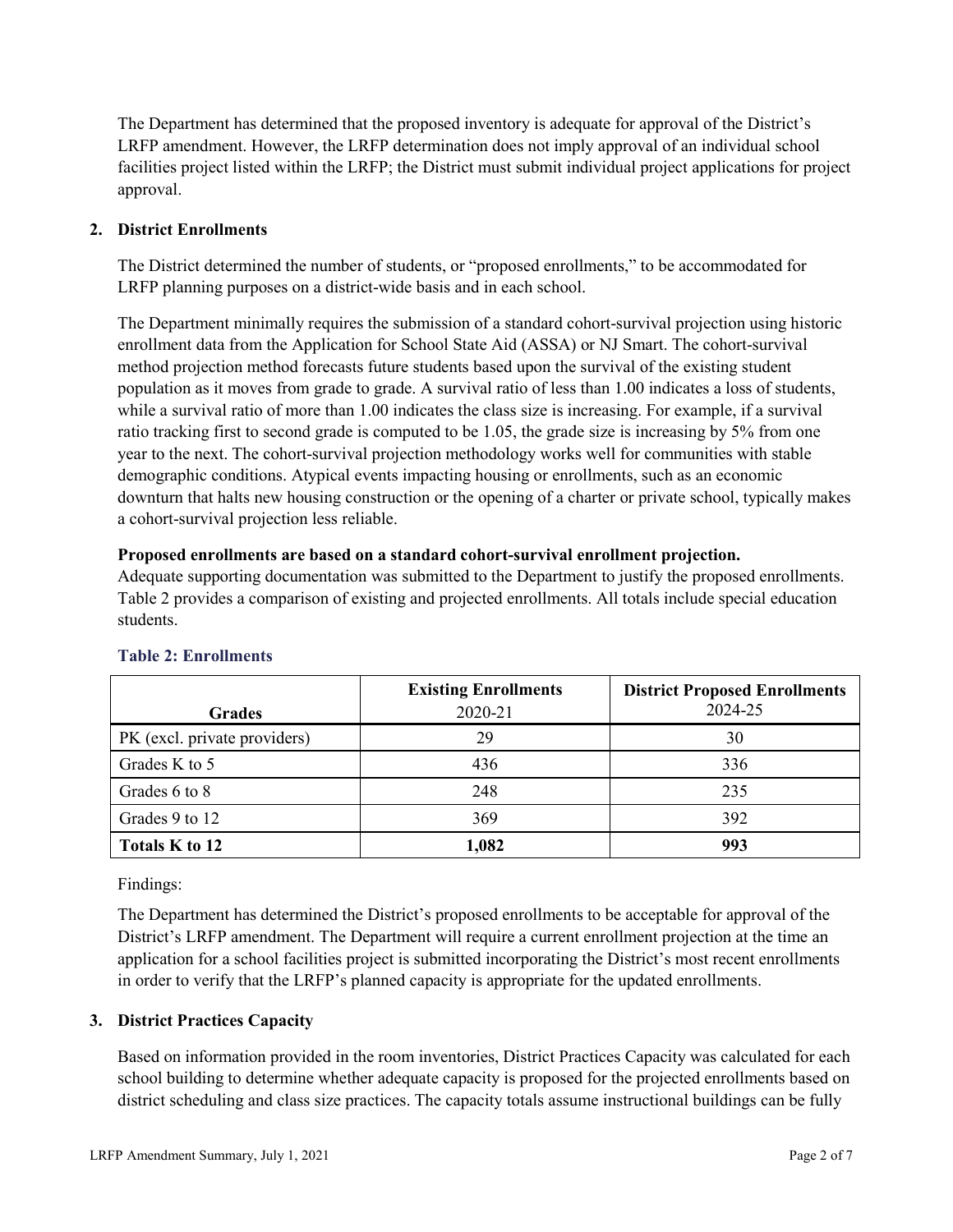The Department has determined that the proposed inventory is adequate for approval of the District's LRFP amendment. However, the LRFP determination does not imply approval of an individual school facilities project listed within the LRFP; the District must submit individual project applications for project approval.

## 2. District Enrollments

The District determined the number of students, or "proposed enrollments," to be accommodated for LRFP planning purposes on a district-wide basis and in each school.

The Department minimally requires the submission of a standard cohort-survival projection using historic enrollment data from the Application for School State Aid (ASSA) or NJ Smart. The cohort-survival method projection method forecasts future students based upon the survival of the existing student population as it moves from grade to grade. A survival ratio of less than 1.00 indicates a loss of students, while a survival ratio of more than 1.00 indicates the class size is increasing. For example, if a survival ratio tracking first to second grade is computed to be 1.05, the grade size is increasing by 5% from one year to the next. The cohort-survival projection methodology works well for communities with stable demographic conditions. Atypical events impacting housing or enrollments, such as an economic downturn that halts new housing construction or the opening of a charter or private school, typically makes a cohort-survival projection less reliable.

**Proposed enrollments are based on a standard cohort-survival enrollment projection.**
Adequate supporting documentation was submitted to the Department to justify the proposed enrollments. Table 2 provides a comparison of existing and projected enrollments. All totals include special education students.

### Table 2: Enrollments

| Grades | Existing Enrollments 2020-21 | District Proposed Enrollments 2024-25 |
|---|---|---|
| PK (excl. private providers) | 29 | 30 |
| Grades K to 5 | 436 | 336 |
| Grades 6 to 8 | 248 | 235 |
| Grades 9 to 12 | 369 | 392 |
| **Totals K to 12** | **1,082** | **993** |

Findings:

The Department has determined the District's proposed enrollments to be acceptable for approval of the District's LRFP amendment. The Department will require a current enrollment projection at the time an application for a school facilities project is submitted incorporating the District's most recent enrollments in order to verify that the LRFP's planned capacity is appropriate for the updated enrollments.

## 3. District Practices Capacity

Based on information provided in the room inventories, District Practices Capacity was calculated for each school building to determine whether adequate capacity is proposed for the projected enrollments based on district scheduling and class size practices. The capacity totals assume instructional buildings can be fully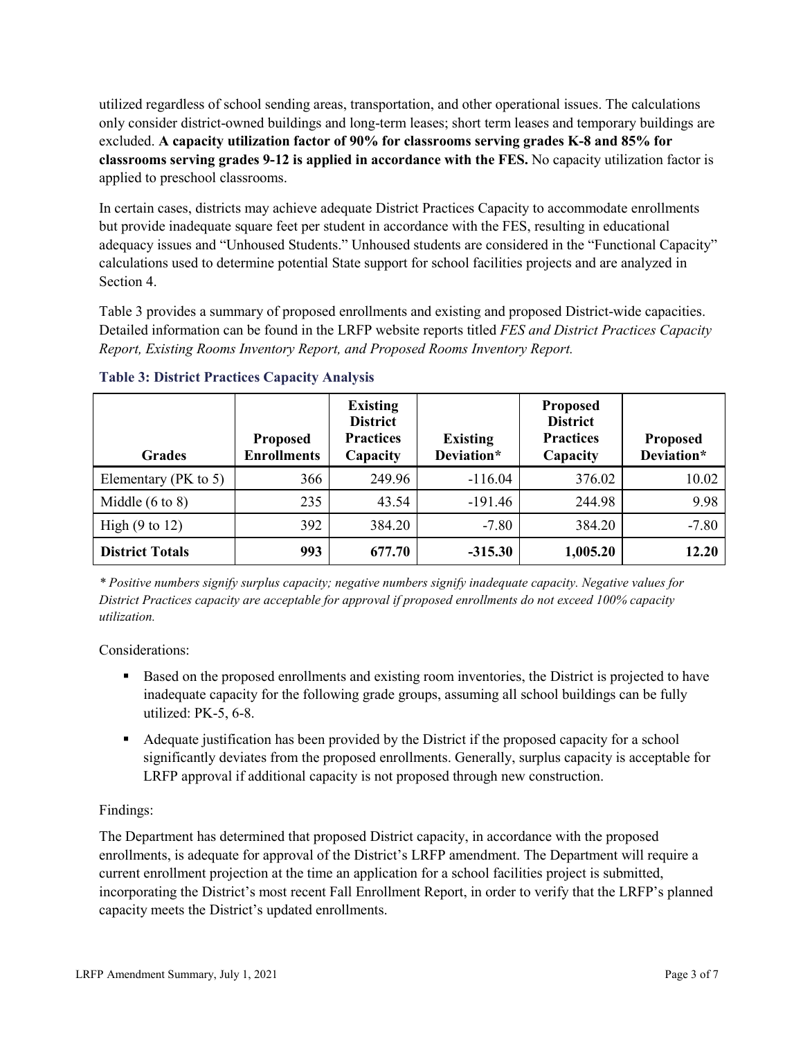utilized regardless of school sending areas, transportation, and other operational issues. The calculations only consider district-owned buildings and long-term leases; short term leases and temporary buildings are excluded. **A capacity utilization factor of 90% for classrooms serving grades K-8 and 85% for classrooms serving grades 9-12 is applied in accordance with the FES.** No capacity utilization factor is applied to preschool classrooms.

In certain cases, districts may achieve adequate District Practices Capacity to accommodate enrollments but provide inadequate square feet per student in accordance with the FES, resulting in educational adequacy issues and "Unhoused Students." Unhoused students are considered in the "Functional Capacity" calculations used to determine potential State support for school facilities projects and are analyzed in Section 4.

Table 3 provides a summary of proposed enrollments and existing and proposed District-wide capacities. Detailed information can be found in the LRFP website reports titled *FES and District Practices Capacity Report, Existing Rooms Inventory Report, and Proposed Rooms Inventory Report.*

**Table 3: District Practices Capacity Analysis**

| Grades | Proposed Enrollments | Existing District Practices Capacity | Existing Deviation* | Proposed District Practices Capacity | Proposed Deviation* |
|---|---|---|---|---|---|
| Elementary (PK to 5) | 366 | 249.96 | -116.04 | 376.02 | 10.02 |
| Middle (6 to 8) | 235 | 43.54 | -191.46 | 244.98 | 9.98 |
| High (9 to 12) | 392 | 384.20 | -7.80 | 384.20 | -7.80 |
| **District Totals** | **993** | **677.70** | **-315.30** | **1,005.20** | **12.20** |

*\* Positive numbers signify surplus capacity; negative numbers signify inadequate capacity. Negative values for District Practices capacity are acceptable for approval if proposed enrollments do not exceed 100% capacity utilization.*

Considerations:

- Based on the proposed enrollments and existing room inventories, the District is projected to have inadequate capacity for the following grade groups, assuming all school buildings can be fully utilized: PK-5, 6-8.
- Adequate justification has been provided by the District if the proposed capacity for a school significantly deviates from the proposed enrollments. Generally, surplus capacity is acceptable for LRFP approval if additional capacity is not proposed through new construction.

Findings:

The Department has determined that proposed District capacity, in accordance with the proposed enrollments, is adequate for approval of the District's LRFP amendment. The Department will require a current enrollment projection at the time an application for a school facilities project is submitted, incorporating the District's most recent Fall Enrollment Report, in order to verify that the LRFP's planned capacity meets the District's updated enrollments.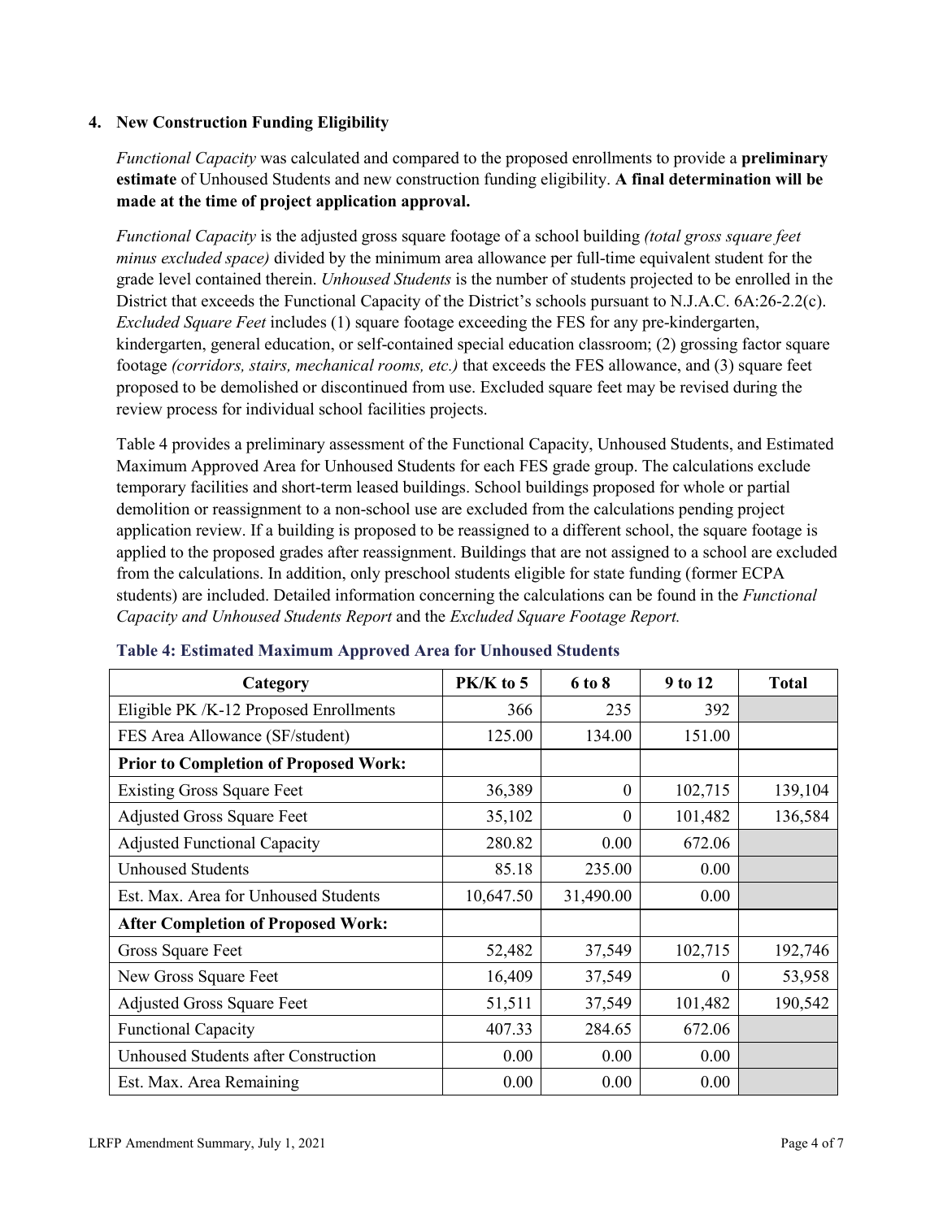## 4. New Construction Funding Eligibility

*Functional Capacity* was calculated and compared to the proposed enrollments to provide a **preliminary estimate** of Unhoused Students and new construction funding eligibility. **A final determination will be made at the time of project application approval.**

*Functional Capacity* is the adjusted gross square footage of a school building *(total gross square feet minus excluded space)* divided by the minimum area allowance per full-time equivalent student for the grade level contained therein. *Unhoused Students* is the number of students projected to be enrolled in the District that exceeds the Functional Capacity of the District's schools pursuant to N.J.A.C. 6A:26-2.2(c). *Excluded Square Feet* includes (1) square footage exceeding the FES for any pre-kindergarten, kindergarten, general education, or self-contained special education classroom; (2) grossing factor square footage *(corridors, stairs, mechanical rooms, etc.)* that exceeds the FES allowance, and (3) square feet proposed to be demolished or discontinued from use. Excluded square feet may be revised during the review process for individual school facilities projects.

Table 4 provides a preliminary assessment of the Functional Capacity, Unhoused Students, and Estimated Maximum Approved Area for Unhoused Students for each FES grade group. The calculations exclude temporary facilities and short-term leased buildings. School buildings proposed for whole or partial demolition or reassignment to a non-school use are excluded from the calculations pending project application review. If a building is proposed to be reassigned to a different school, the square footage is applied to the proposed grades after reassignment. Buildings that are not assigned to a school are excluded from the calculations. In addition, only preschool students eligible for state funding (former ECPA students) are included. Detailed information concerning the calculations can be found in the *Functional Capacity and Unhoused Students Report* and the *Excluded Square Footage Report.*

**Table 4: Estimated Maximum Approved Area for Unhoused Students**

| Category | PK/K to 5 | 6 to 8 | 9 to 12 | Total |
|---|---|---|---|---|
| Eligible PK /K-12 Proposed Enrollments | 366 | 235 | 392 | |
| FES Area Allowance (SF/student) | 125.00 | 134.00 | 151.00 | |
| **Prior to Completion of Proposed Work:** | | | | |
| Existing Gross Square Feet | 36,389 | 0 | 102,715 | 139,104 |
| Adjusted Gross Square Feet | 35,102 | 0 | 101,482 | 136,584 |
| Adjusted Functional Capacity | 280.82 | 0.00 | 672.06 | |
| Unhoused Students | 85.18 | 235.00 | 0.00 | |
| Est. Max. Area for Unhoused Students | 10,647.50 | 31,490.00 | 0.00 | |
| **After Completion of Proposed Work:** | | | | |
| Gross Square Feet | 52,482 | 37,549 | 102,715 | 192,746 |
| New Gross Square Feet | 16,409 | 37,549 | 0 | 53,958 |
| Adjusted Gross Square Feet | 51,511 | 37,549 | 101,482 | 190,542 |
| Functional Capacity | 407.33 | 284.65 | 672.06 | |
| Unhoused Students after Construction | 0.00 | 0.00 | 0.00 | |
| Est. Max. Area Remaining | 0.00 | 0.00 | 0.00 | |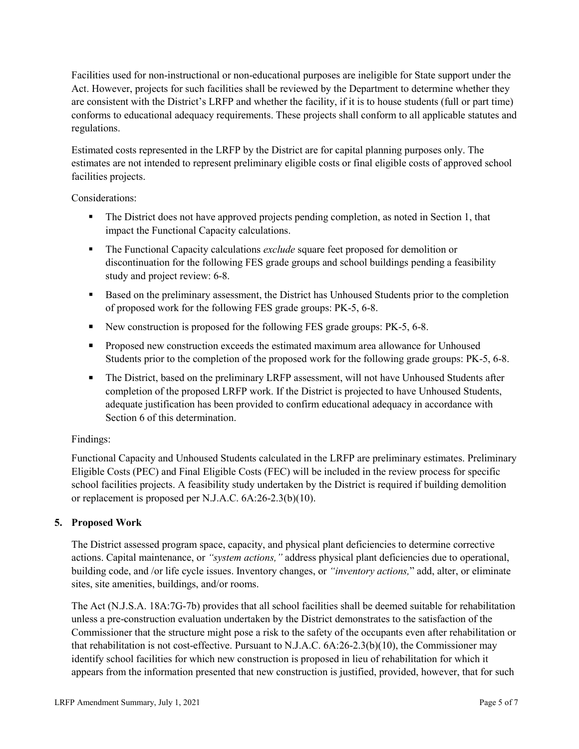Facilities used for non-instructional or non-educational purposes are ineligible for State support under the Act. However, projects for such facilities shall be reviewed by the Department to determine whether they are consistent with the District's LRFP and whether the facility, if it is to house students (full or part time) conforms to educational adequacy requirements. These projects shall conform to all applicable statutes and regulations.

Estimated costs represented in the LRFP by the District are for capital planning purposes only. The estimates are not intended to represent preliminary eligible costs or final eligible costs of approved school facilities projects.

Considerations:

- The District does not have approved projects pending completion, as noted in Section 1, that impact the Functional Capacity calculations.
- The Functional Capacity calculations *exclude* square feet proposed for demolition or discontinuation for the following FES grade groups and school buildings pending a feasibility study and project review: 6-8.
- Based on the preliminary assessment, the District has Unhoused Students prior to the completion of proposed work for the following FES grade groups: PK-5, 6-8.
- New construction is proposed for the following FES grade groups: PK-5, 6-8.
- Proposed new construction exceeds the estimated maximum area allowance for Unhoused Students prior to the completion of the proposed work for the following grade groups: PK-5, 6-8.
- The District, based on the preliminary LRFP assessment, will not have Unhoused Students after completion of the proposed LRFP work. If the District is projected to have Unhoused Students, adequate justification has been provided to confirm educational adequacy in accordance with Section 6 of this determination.

Findings:

Functional Capacity and Unhoused Students calculated in the LRFP are preliminary estimates. Preliminary Eligible Costs (PEC) and Final Eligible Costs (FEC) will be included in the review process for specific school facilities projects. A feasibility study undertaken by the District is required if building demolition or replacement is proposed per N.J.A.C. 6A:26-2.3(b)(10).

## 5. Proposed Work

The District assessed program space, capacity, and physical plant deficiencies to determine corrective actions. Capital maintenance, or *"system actions,"* address physical plant deficiencies due to operational, building code, and /or life cycle issues. Inventory changes, or *"inventory actions,"* add, alter, or eliminate sites, site amenities, buildings, and/or rooms.

The Act (N.J.S.A. 18A:7G-7b) provides that all school facilities shall be deemed suitable for rehabilitation unless a pre-construction evaluation undertaken by the District demonstrates to the satisfaction of the Commissioner that the structure might pose a risk to the safety of the occupants even after rehabilitation or that rehabilitation is not cost-effective. Pursuant to N.J.A.C. 6A:26-2.3(b)(10), the Commissioner may identify school facilities for which new construction is proposed in lieu of rehabilitation for which it appears from the information presented that new construction is justified, provided, however, that for such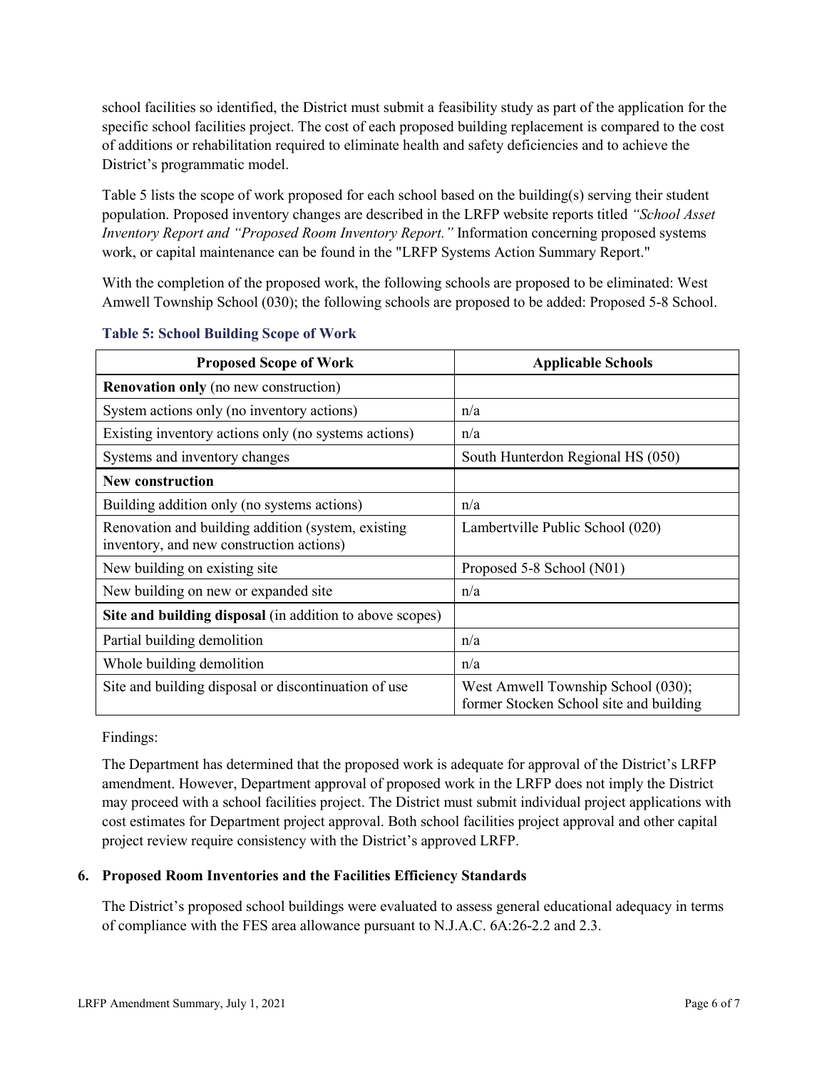school facilities so identified, the District must submit a feasibility study as part of the application for the specific school facilities project. The cost of each proposed building replacement is compared to the cost of additions or rehabilitation required to eliminate health and safety deficiencies and to achieve the District's programmatic model.

Table 5 lists the scope of work proposed for each school based on the building(s) serving their student population. Proposed inventory changes are described in the LRFP website reports titled *"School Asset Inventory Report and "Proposed Room Inventory Report."* Information concerning proposed systems work, or capital maintenance can be found in the "LRFP Systems Action Summary Report."

With the completion of the proposed work, the following schools are proposed to be eliminated: West Amwell Township School (030); the following schools are proposed to be added: Proposed 5-8 School.

### Table 5: School Building Scope of Work

| Proposed Scope of Work | Applicable Schools |
|---|---|
| **Renovation only** (no new construction) | |
| System actions only (no inventory actions) | n/a |
| Existing inventory actions only (no systems actions) | n/a |
| Systems and inventory changes | South Hunterdon Regional HS (050) |
| **New construction** | |
| Building addition only (no systems actions) | n/a |
| Renovation and building addition (system, existing inventory, and new construction actions) | Lambertville Public School (020) |
| New building on existing site | Proposed 5-8 School (N01) |
| New building on new or expanded site | n/a |
| **Site and building disposal** (in addition to above scopes) | |
| Partial building demolition | n/a |
| Whole building demolition | n/a |
| Site and building disposal or discontinuation of use | West Amwell Township School (030); former Stocken School site and building |

Findings:

The Department has determined that the proposed work is adequate for approval of the District's LRFP amendment. However, Department approval of proposed work in the LRFP does not imply the District may proceed with a school facilities project. The District must submit individual project applications with cost estimates for Department project approval. Both school facilities project approval and other capital project review require consistency with the District's approved LRFP.

## 6. Proposed Room Inventories and the Facilities Efficiency Standards

The District's proposed school buildings were evaluated to assess general educational adequacy in terms of compliance with the FES area allowance pursuant to N.J.A.C. 6A:26-2.2 and 2.3.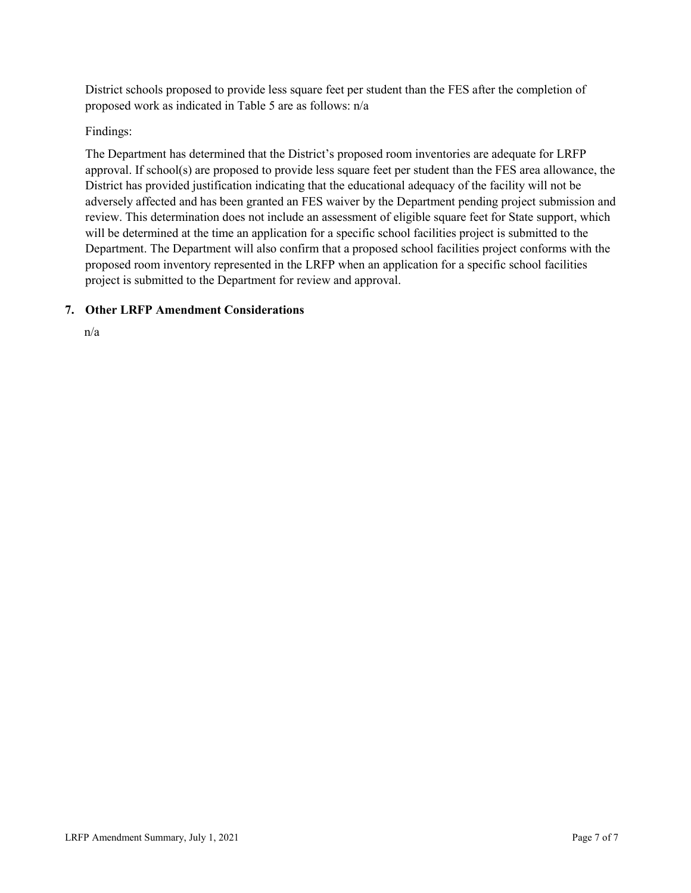District schools proposed to provide less square feet per student than the FES after the completion of proposed work as indicated in Table 5 are as follows: n/a

Findings:

The Department has determined that the District's proposed room inventories are adequate for LRFP approval. If school(s) are proposed to provide less square feet per student than the FES area allowance, the District has provided justification indicating that the educational adequacy of the facility will not be adversely affected and has been granted an FES waiver by the Department pending project submission and review. This determination does not include an assessment of eligible square feet for State support, which will be determined at the time an application for a specific school facilities project is submitted to the Department. The Department will also confirm that a proposed school facilities project conforms with the proposed room inventory represented in the LRFP when an application for a specific school facilities project is submitted to the Department for review and approval.

## 7. Other LRFP Amendment Considerations

n/a